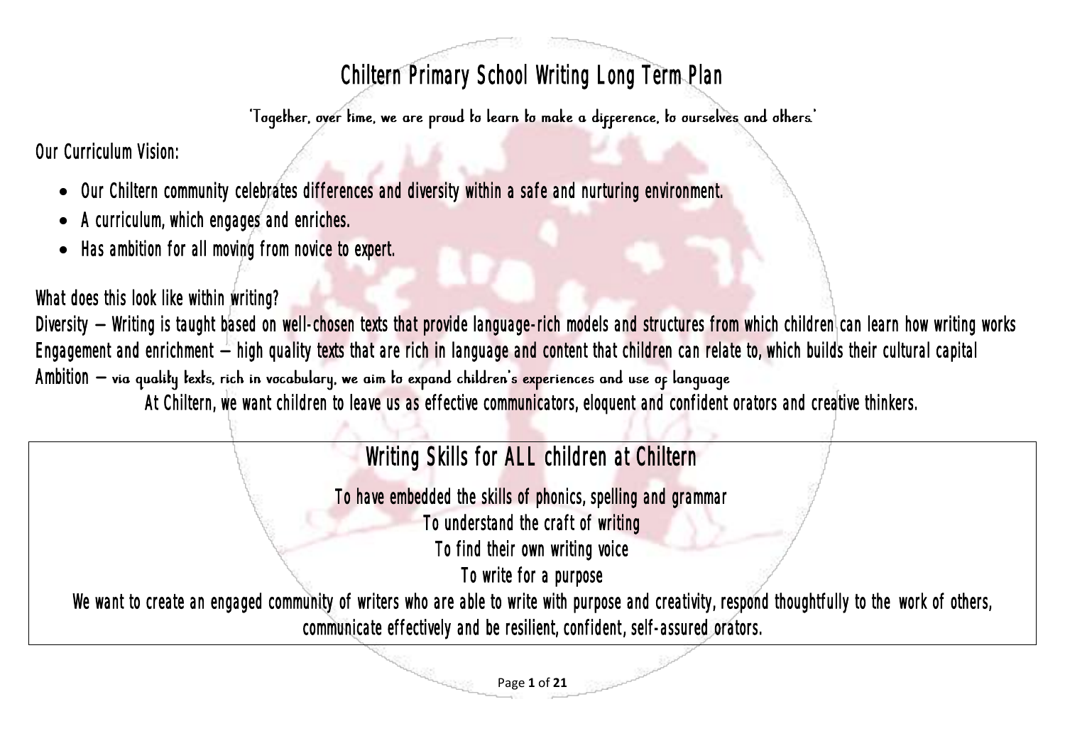# Chiltern Primary School Writing Long Term Plan

'Together, over time, we are proud to learn to make a difference, to ourselves and others.'

Our Curriculum Vision:

- Our Chiltern community celebrates differences and diversity within a safe and nurturing environment.
- A curriculum, which engages and enriches.
- Has ambition for all moving from novice to expert.

What does this look like within writing?

Diversity – Writing is taught based on well-chosen texts that provide language-rich models and structures from which children can learn how writing works

Engagement and enrichment – high quality texts that are rich in language and content that children can relate to, which builds their cultural capital

Ambition – via quality texts, rich in vocabulary, we aim to expand children's experiences and use of language

At Chiltern, we want children to leave us as effective communicators, eloquent and confident orators and creative thinkers.

## Writing Skills for ALL children at Chiltern

To have embedded the skills of phonics, spelling and grammar

To understand the craft of writing

To find their own writing voice

To write for a purpose

We want to create an engaged community of writers who are able to write with purpose and creativity, respond thoughtfully to the work of others, communicate effectively and be resilient, confident, self-assured orators.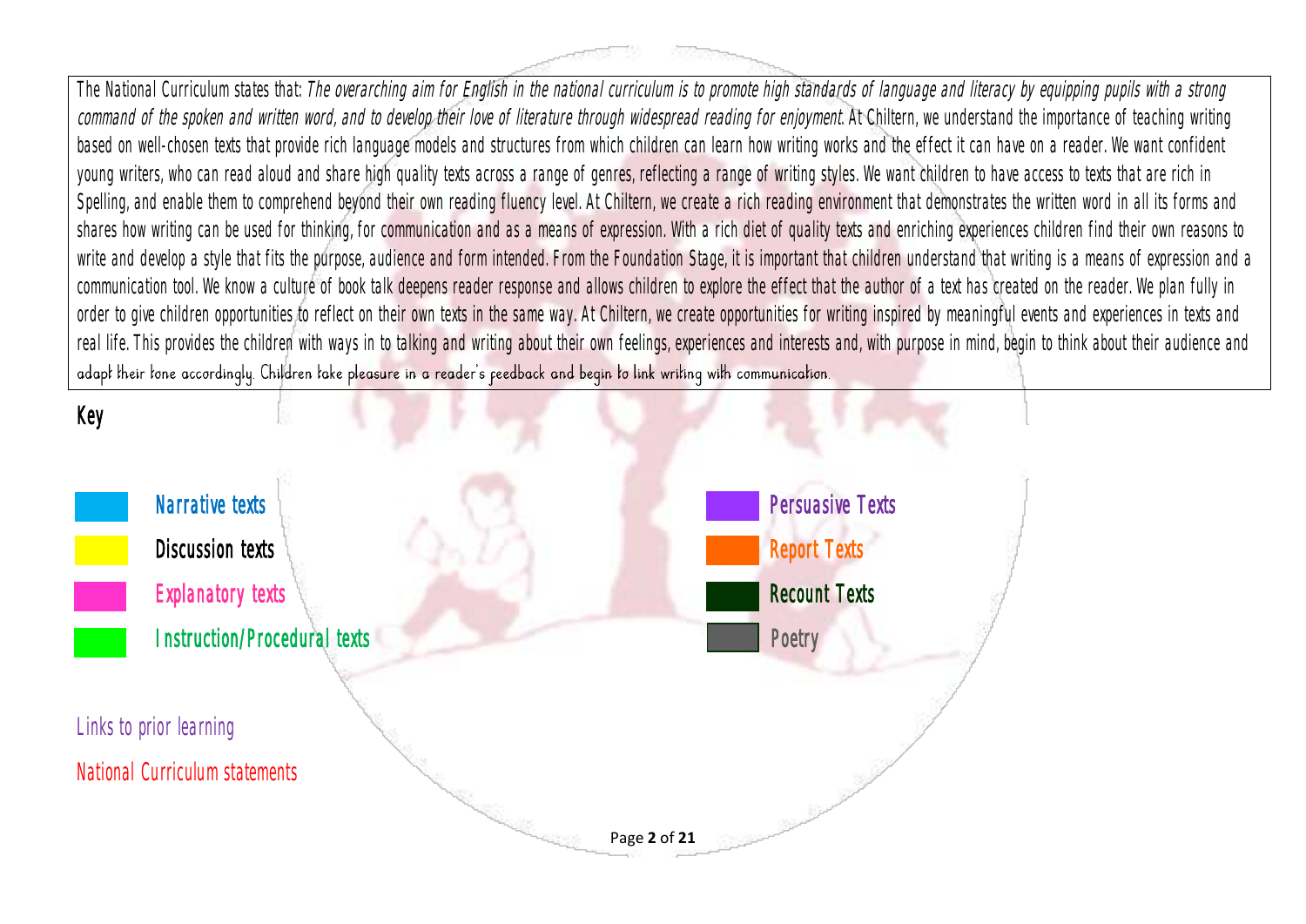The National Curriculum states that: *The overarching aim for English in the national curriculum is to promote high standards of language and literacy by equipping pupils with a strong command of the spoken and written word, and to develop their love of literature through widespread reading for enjoyment.* At Chiltern, we understand the importance of teaching writing based on well-chosen texts that provide rich language models and structures from which children can learn how writing works and the effect it can have on a reader. We want confident young writers, who can read aloud and share high quality texts across a range of genres, reflecting a range of writing styles. We want children to have access to texts that are rich in Spelling, and enable them to comprehend beyond their own reading fluency level. At Chiltern, we create a rich reading environment that demonstrates the written word in all its forms and shares how writing can be used for thinking, for communication and as a means of expression. With a rich diet of quality texts and enriching experiences children find their own reasons to write and develop a style that fits the purpose, audience and form intended. From the Foundation Stage, it is important that children understand that writing is a means of expression and a communication tool. We know a culture of book talk deepens reader response and allows children to explore the effect that the author of a text has created on the reader. We plan fully in order to give children opportunities to reflect on their own texts in the same way. At Chiltern, we create opportunities for writing inspired by meaningful events and experiences in texts and real life. This provides the children with ways in to talking and writing about their own feelings, experiences and interests and, with purpose in mind, begin to think about their audience and adapt their tone accordingly. Children take pleasure in a reader's feedback and begin to link writing with communication.

## Key

- Narrative texts
- Discussion texts
- Explanatory texts
- Instruction/Procedural texts
- Persuasive Texts
- Report Texts
- Recount Texts
- Poetry

Links to prior learning

National Curriculum statements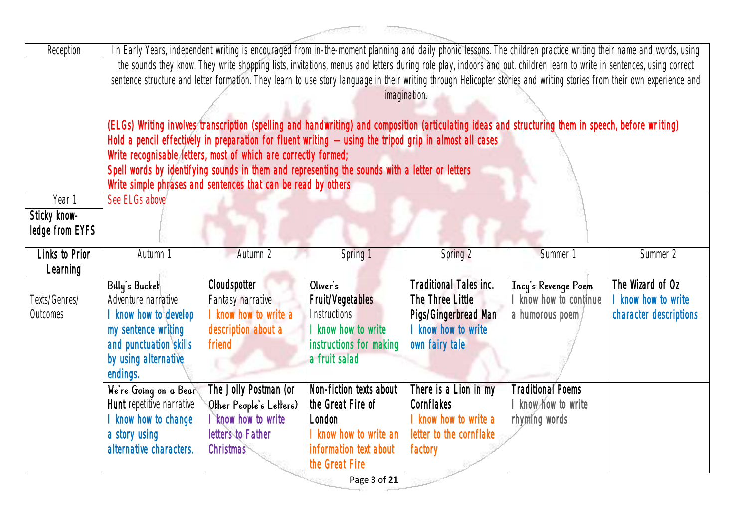| Reception | In Early Years, independent writing is encouraged from in-the-moment planning and daily phonic lessons. The children practice writing their name and words, using the sounds they know. They write shopping lists, invitations, menus and letters during role play, indoors and out. children learn to write in sentences, using correct sentence structure and letter formation. They learn to use story language in their writing through Helicopter stories and writing stories from their own experience and imagination.<br><br>(ELGs) Writing involves transcription (spelling and handwriting) and composition (articulating ideas and structuring them in speech, before writing)<br>Hold a pencil effectively in preparation for fluent writing – using the tripod grip in almost all cases<br>Write recognisable letters, most of which are correctly formed;<br>Spell words by identifying sounds in them and representing the sounds with a letter or letters<br>Write simple phrases and sentences that can be read by others | | | | | |
|---|---|---|---|---|---|---|
| Year 1<br>**Sticky knowledge from EYFS** | See ELGs above | | | | | |
| **Links to Prior Learning** | Autumn 1 | Autumn 2 | Spring 1 | Spring 2 | Summer 1 | Summer 2 |
| Texts/Genres/ Outcomes | **Billy's Bucket**<br>Adventure narrative<br>I know how to develop my sentence writing and punctuation skills by using alternative endings. | **Cloudspotter**<br>Fantasy narrative<br>I know how to write a description about a friend | **Oliver's Fruit/Vegetables**<br>Instructions<br>I know how to write instructions for making a fruit salad | **Traditional Tales inc. The Three Little Pigs/Gingerbread Man**<br>I know how to write own fairy tale | **Incy's Revenge Poem**<br>I know how to continue a humorous poem | **The Wizard of Oz**<br>I know how to write character descriptions |
| | **We're Going on a Bear Hunt** repetitive narrative<br>I know how to change a story using alternative characters. | **The Jolly Postman (or Other People's Letters)**<br>I know how to write letters to Father Christmas | **Non-fiction texts about the Great Fire of London**<br>I know how to write an information text about the Great Fire | **There is a Lion in my Cornflakes**<br>I know how to write a letter to the cornflake factory | **Traditional Poems**<br>I know how to write rhyming words | |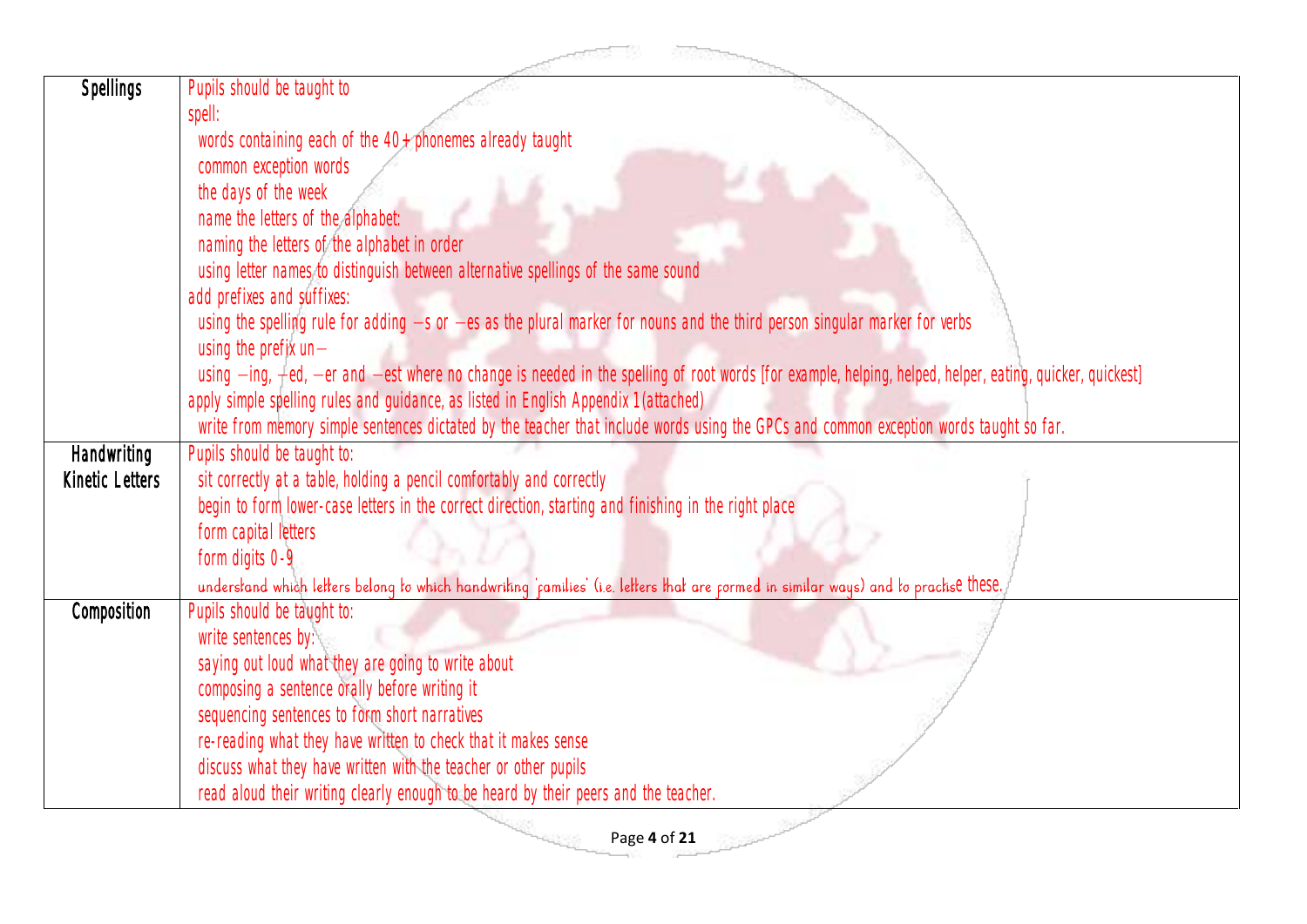| | |
|---|---|
| **Spellings** | Pupils should be taught to<br>spell:<br>words containing each of the 40+ phonemes already taught<br>common exception words<br>the days of the week<br>name the letters of the alphabet:<br>naming the letters of the alphabet in order<br>using letter names to distinguish between alternative spellings of the same sound<br>add prefixes and suffixes:<br>using the spelling rule for adding –s or –es as the plural marker for nouns and the third person singular marker for verbs<br>using the prefix un–<br>using –ing, –ed, –er and –est where no change is needed in the spelling of root words [for example, helping, helped, helper, eating, quicker, quickest]<br>apply simple spelling rules and guidance, as listed in English Appendix 1 (attached)<br>write from memory simple sentences dictated by the teacher that include words using the GPCs and common exception words taught so far. |
| **Handwriting Kinetic Letters** | Pupils should be taught to:<br>sit correctly at a table, holding a pencil comfortably and correctly<br>begin to form lower-case letters in the correct direction, starting and finishing in the right place<br>form capital letters<br>form digits 0-9<br>understand which letters belong to which handwriting 'families' (i.e. letters that are formed in similar ways) and to practise these. |
| **Composition** | Pupils should be taught to:<br>write sentences by:<br>saying out loud what they are going to write about<br>composing a sentence orally before writing it<br>sequencing sentences to form short narratives<br>re-reading what they have written to check that it makes sense<br>discuss what they have written with the teacher or other pupils<br>read aloud their writing clearly enough to be heard by their peers and the teacher. |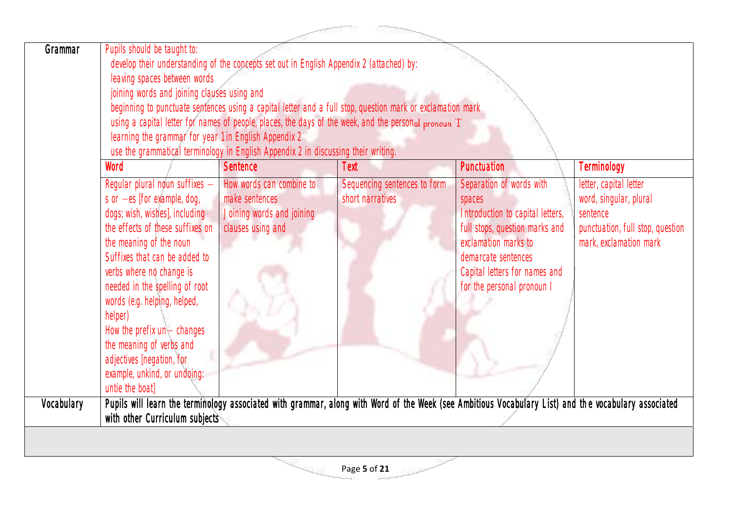| Grammar | | | | | |
|---|---|---|---|---|---|
| | Pupils should be taught to:<br>develop their understanding of the concepts set out in English Appendix 2 (attached) by:<br>leaving spaces between words<br>joining words and joining clauses using and<br>beginning to punctuate sentences using a capital letter and a full stop, question mark or exclamation mark<br>using a capital letter for names of people, places, the days of the week, and the personal pronoun 'I'<br>learning the grammar for year 1 in English Appendix 2<br>use the grammatical terminology in English Appendix 2 in discussing their writing. | | | | |
| | **Word** | **Sentence** | **Text** | **Punctuation** | **Terminology** |
| | Regular plural noun suffixes –s or –es [for example, dog, dogs; wish, wishes], including the effects of these suffixes on the meaning of the noun<br>Suffixes that can be added to verbs where no change is needed in the spelling of root words (e.g. helping, helped, helper)<br>How the prefix un– changes the meaning of verbs and adjectives [negation, for example, unkind, or undoing: untie the boat] | How words can combine to make sentences<br>Joining words and joining clauses using and | Sequencing sentences to form short narratives | Separation of words with spaces<br>Introduction to capital letters, full stops, question marks and exclamation marks to demarcate sentences<br>Capital letters for names and for the personal pronoun I | letter, capital letter<br>word, singular, plural<br>sentence<br>punctuation, full stop, question mark, exclamation mark |
| Vocabulary | **Pupils will learn the terminology associated with grammar, along with Word of the Week (see Ambitious Vocabulary List) and the vocabulary associated with other Curriculum subjects** | | | | |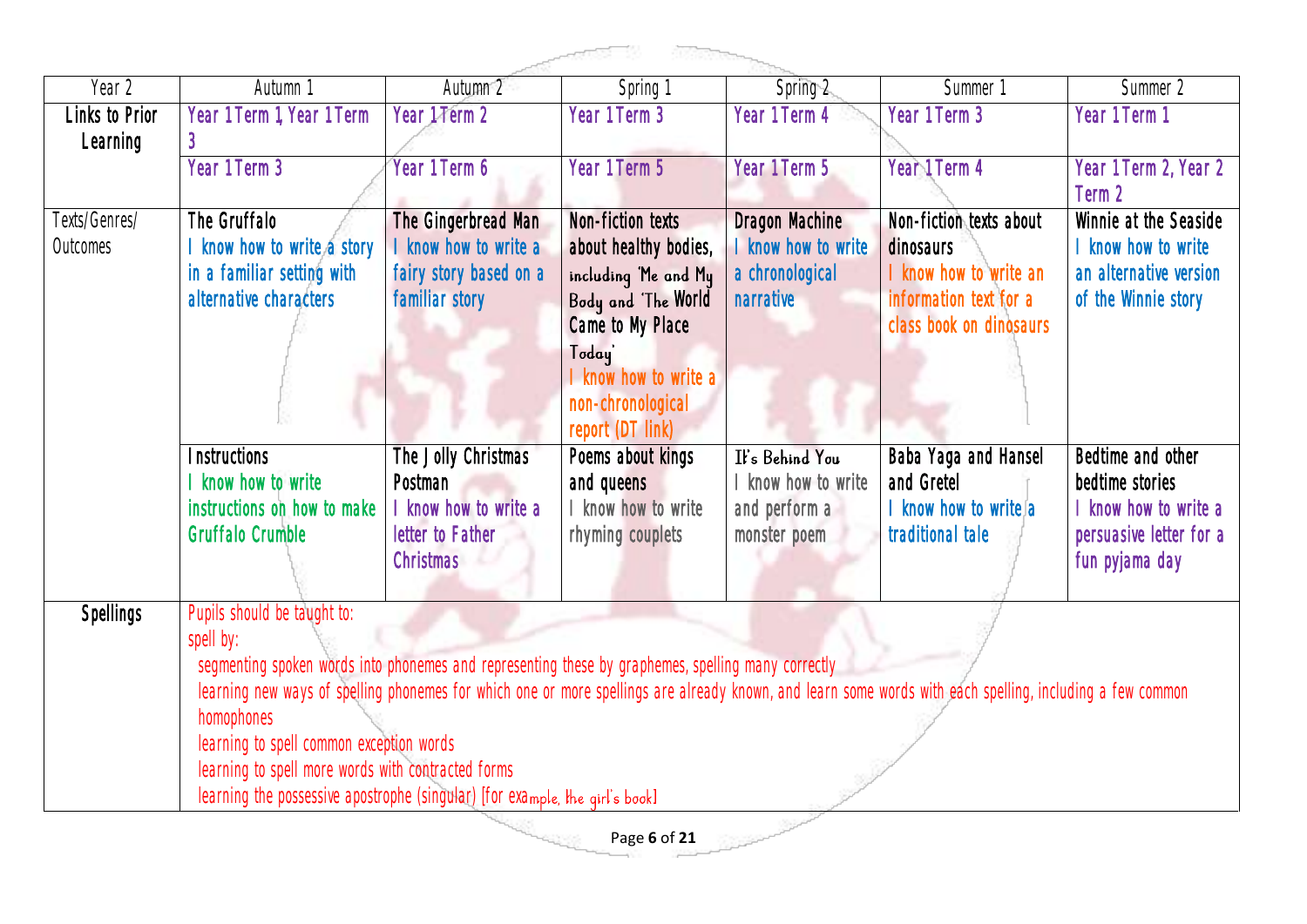| Year 2 | Autumn 1 | Autumn 2 | Spring 1 | Spring 2 | Summer 1 | Summer 2 |
|---|---|---|---|---|---|---|
| **Links to Prior Learning** | Year 1 Term 1, Year 1 Term 3 | Year 1 Term 2 | Year 1 Term 3 | Year 1 Term 4 | Year 1 Term 3 | Year 1 Term 1 |
| | Year 1 Term 3 | Year 1 Term 6 | Year 1 Term 5 | Year 1 Term 5 | Year 1 Term 4 | Year 1 Term 2, Year 2 Term 2 |
| Texts/Genres/ Outcomes | The Gruffalo<br>I know how to write a story in a familiar setting with alternative characters | The Gingerbread Man<br>I know how to write a fairy story based on a familiar story | Non-fiction texts about healthy bodies, including 'Me and My Body and 'The World Came to My Place Today'<br>I know how to write a non-chronological report (DT link) | Dragon Machine<br>I know how to write a chronological narrative | Non-fiction texts about dinosaurs<br>I know how to write an information text for a class book on dinosaurs | Winnie at the Seaside<br>I know how to write an alternative version of the Winnie story |
| | Instructions<br>I know how to write instructions on how to make Gruffalo Crumble | The Jolly Christmas Postman<br>I know how to write a letter to Father Christmas | Poems about kings and queens<br>I know how to write rhyming couplets | It's Behind You<br>I know how to write and perform a monster poem | Baba Yaga and Hansel and Gretel<br>I know how to write a traditional tale | Bedtime and other bedtime stories<br>I know how to write a persuasive letter for a fun pyjama day |
| **Spellings** | Pupils should be taught to:<br>spell by:<br>segmenting spoken words into phonemes and representing these by graphemes, spelling many correctly<br>learning new ways of spelling phonemes for which one or more spellings are already known, and learn some words with each spelling, including a few common homophones<br>learning to spell common exception words<br>learning to spell more words with contracted forms<br>learning the possessive apostrophe (singular) [for example, the girl's book] | | | | | |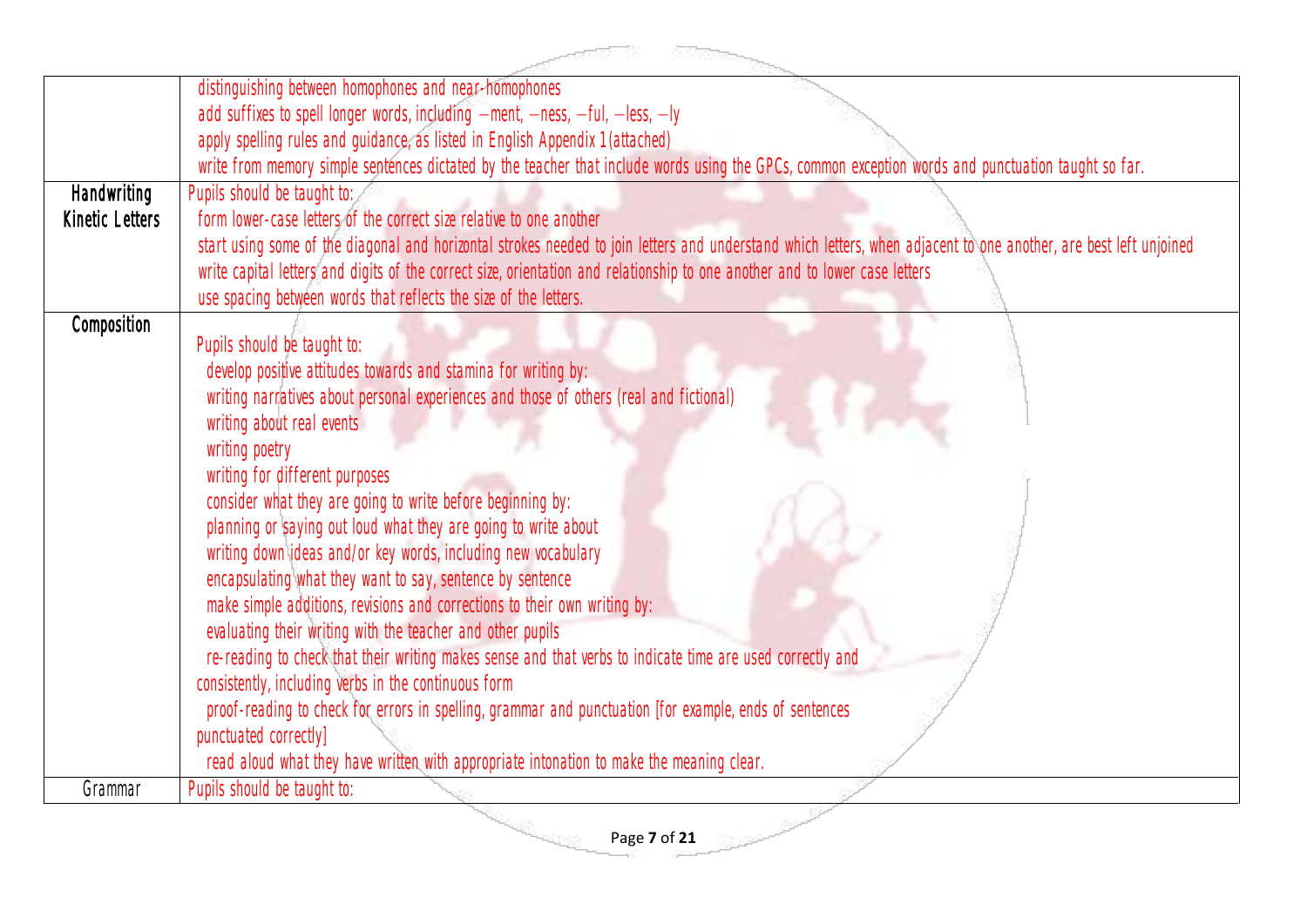| | |
|---|---|
| | distinguishing between homophones and near-homophones<br>add suffixes to spell longer words, including –ment, –ness, –ful, –less, –ly<br>apply spelling rules and guidance, as listed in English Appendix 1 (attached)<br>write from memory simple sentences dictated by the teacher that include words using the GPCs, common exception words and punctuation taught so far. |
| **Handwriting**<br>**Kinetic Letters** | Pupils should be taught to:<br>form lower-case letters of the correct size relative to one another<br>start using some of the diagonal and horizontal strokes needed to join letters and understand which letters, when adjacent to one another, are best left unjoined<br>write capital letters and digits of the correct size, orientation and relationship to one another and to lower case letters<br>use spacing between words that reflects the size of the letters. |
| **Composition** | Pupils should be taught to:<br>develop positive attitudes towards and stamina for writing by:<br>writing narratives about personal experiences and those of others (real and fictional)<br>writing about real events<br>writing poetry<br>writing for different purposes<br>consider what they are going to write before beginning by:<br>planning or saying out loud what they are going to write about<br>writing down ideas and/or key words, including new vocabulary<br>encapsulating what they want to say, sentence by sentence<br>make simple additions, revisions and corrections to their own writing by:<br>evaluating their writing with the teacher and other pupils<br>re-reading to check that their writing makes sense and that verbs to indicate time are used correctly and consistently, including verbs in the continuous form<br>proof-reading to check for errors in spelling, grammar and punctuation [for example, ends of sentences punctuated correctly]<br>read aloud what they have written with appropriate intonation to make the meaning clear. |
| Grammar | Pupils should be taught to: |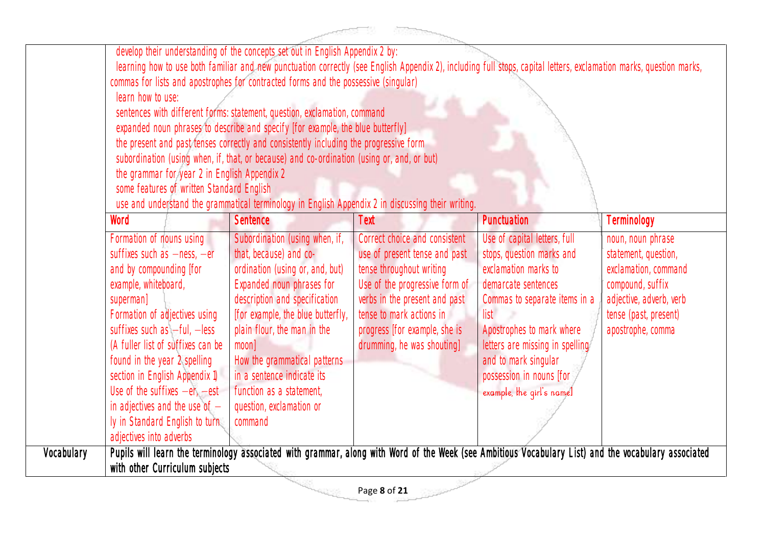| | | | | | |
|---|---|---|---|---|---|
| | develop their understanding of the concepts set out in English Appendix 2 by:<br>learning how to use both familiar and new punctuation correctly (see English Appendix 2), including full stops, capital letters, exclamation marks, question marks, commas for lists and apostrophes for contracted forms and the possessive (singular)<br>learn how to use:<br>sentences with different forms: statement, question, exclamation, command<br>expanded noun phrases to describe and specify [for example, the blue butterfly]<br>the present and past tenses correctly and consistently including the progressive form<br>subordination (using when, if, that, or because) and co-ordination (using or, and, or but)<br>the grammar for year 2 in English Appendix 2<br>some features of written Standard English<br>use and understand the grammatical terminology in English Appendix 2 in discussing their writing. | | | | |
| | **Word** | **Sentence** | **Text** | **Punctuation** | **Terminology** |
| | Formation of nouns using suffixes such as –ness, –er and by compounding [for example, whiteboard, superman]<br>Formation of adjectives using suffixes such as –ful, –less<br>(A fuller list of suffixes can be found in the year 2 spelling section in English Appendix 1)<br>Use of the suffixes –er, –est in adjectives and the use of –ly in Standard English to turn adjectives into adverbs | Subordination (using when, if, that, because) and co-ordination (using or, and, but)<br>Expanded noun phrases for description and specification [for example, the blue butterfly, plain flour, the man in the moon]<br>How the grammatical patterns in a sentence indicate its function as a statement, question, exclamation or command | Correct choice and consistent use of present tense and past tense throughout writing<br>Use of the progressive form of verbs in the present and past tense to mark actions in progress [for example, she is drumming, he was shouting] | Use of capital letters, full stops, question marks and exclamation marks to demarcate sentences<br>Commas to separate items in a list<br>Apostrophes to mark where letters are missing in spelling and to mark singular possession in nouns [for example, the girl's name] | noun, noun phrase<br>statement, question, exclamation, command<br>compound, suffix<br>adjective, adverb, verb<br>tense (past, present)<br>apostrophe, comma |
| **Vocabulary** | **Pupils will learn the terminology associated with grammar, along with Word of the Week (see Ambitious Vocabulary List) and the vocabulary associated with other Curriculum subjects** | | | | |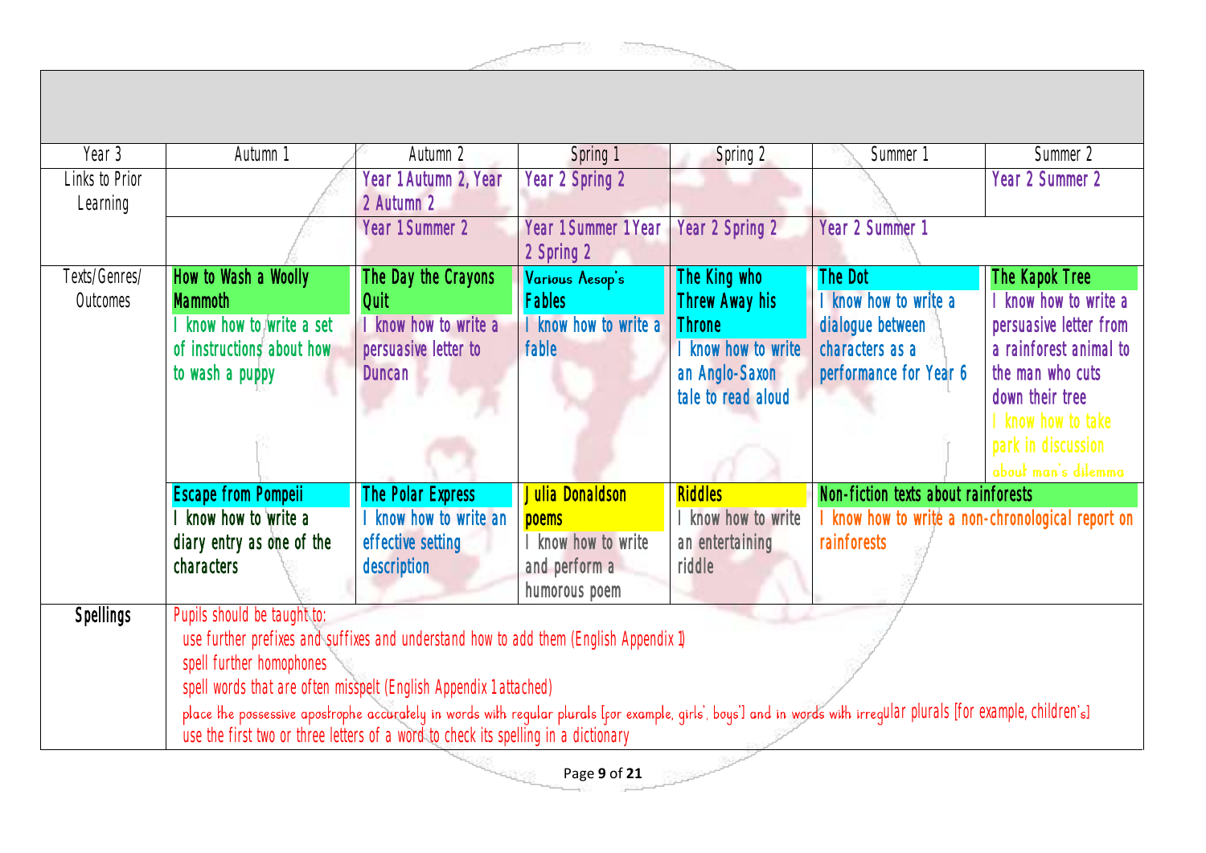| Year 3 | Autumn 1 | Autumn 2 | Spring 1 | Spring 2 | Summer 1 | Summer 2 |
|---|---|---|---|---|---|---|
| Links to Prior Learning | | Year 1 Autumn 2, Year 2 Autumn 2 | Year 2 Spring 2 | | | Year 2 Summer 2 |
| | | Year 1 Summer 2 | Year 1 Summer 1 Year 2 Spring 2 | Year 2 Spring 2 | Year 2 Summer 1 | |
| Texts/Genres/ Outcomes | **How to Wash a Woolly Mammoth** I know how to write a set of instructions about how to wash a puppy | **The Day the Crayons Quit** I know how to write a persuasive letter to Duncan | **Various Aesop's Fables** I know how to write a fable | **The King who Threw Away his Throne** I know how to write an Anglo-Saxon tale to read aloud | **The Dot** I know how to write a dialogue between characters as a performance for Year 6 | **The Kapok Tree** I know how to write a persuasive letter from a rainforest animal to the man who cuts down their tree I know how to take park in discussion about man's dilemma |
| | **Escape from Pompeii** I know how to write a diary entry as one of the characters | **The Polar Express** I know how to write an effective setting description | **Julia Donaldson poems** I know how to write and perform a humorous poem | **Riddles** I know how to write an entertaining riddle | **Non-fiction texts about rainforests** I know how to write a non-chronological report on rainforests | |
| **Spellings** | Pupils should be taught to: use further prefixes and suffixes and understand how to add them (English Appendix 1) spell further homophones spell words that are often misspelt (English Appendix 1 attached) place the possessive apostrophe accurately in words with regular plurals [for example, girls', boys'] and in words with irregular plurals [for example, children's] use the first two or three letters of a word to check its spelling in a dictionary | | | | | |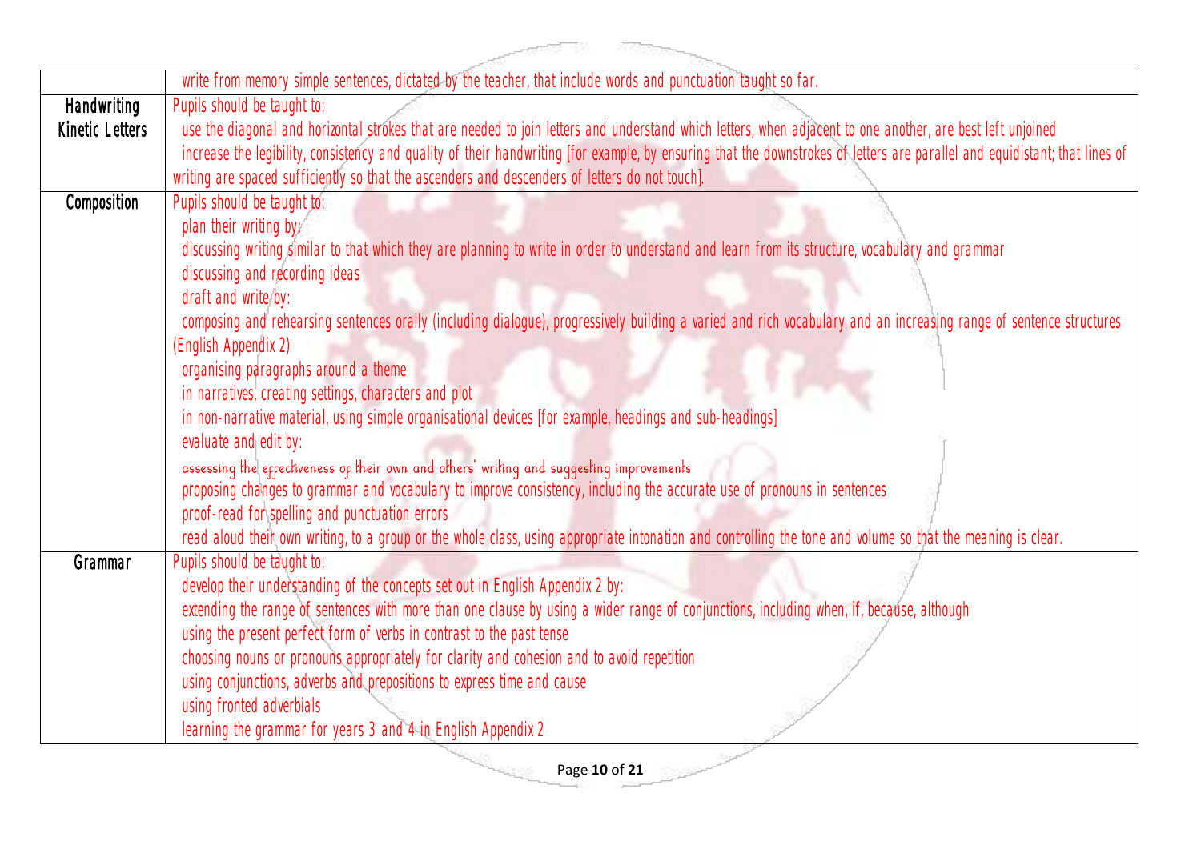| | |
|---|---|
| | write from memory simple sentences, dictated by the teacher, that include words and punctuation taught so far. |
| **Handwriting Kinetic Letters** | Pupils should be taught to:<br>use the diagonal and horizontal strokes that are needed to join letters and understand which letters, when adjacent to one another, are best left unjoined<br>increase the legibility, consistency and quality of their handwriting [for example, by ensuring that the downstrokes of letters are parallel and equidistant; that lines of writing are spaced sufficiently so that the ascenders and descenders of letters do not touch]. |
| **Composition** | Pupils should be taught to:<br>plan their writing by:<br>discussing writing similar to that which they are planning to write in order to understand and learn from its structure, vocabulary and grammar<br>discussing and recording ideas<br>draft and write by:<br>composing and rehearsing sentences orally (including dialogue), progressively building a varied and rich vocabulary and an increasing range of sentence structures (English Appendix 2)<br>organising paragraphs around a theme<br>in narratives, creating settings, characters and plot<br>in non-narrative material, using simple organisational devices [for example, headings and sub-headings]<br>evaluate and edit by:<br>assessing the effectiveness of their own and others' writing and suggesting improvements<br>proposing changes to grammar and vocabulary to improve consistency, including the accurate use of pronouns in sentences<br>proof-read for spelling and punctuation errors<br>read aloud their own writing, to a group or the whole class, using appropriate intonation and controlling the tone and volume so that the meaning is clear. |
| **Grammar** | Pupils should be taught to:<br>develop their understanding of the concepts set out in English Appendix 2 by:<br>extending the range of sentences with more than one clause by using a wider range of conjunctions, including when, if, because, although<br>using the present perfect form of verbs in contrast to the past tense<br>choosing nouns or pronouns appropriately for clarity and cohesion and to avoid repetition<br>using conjunctions, adverbs and prepositions to express time and cause<br>using fronted adverbials<br>learning the grammar for years 3 and 4 in English Appendix 2 |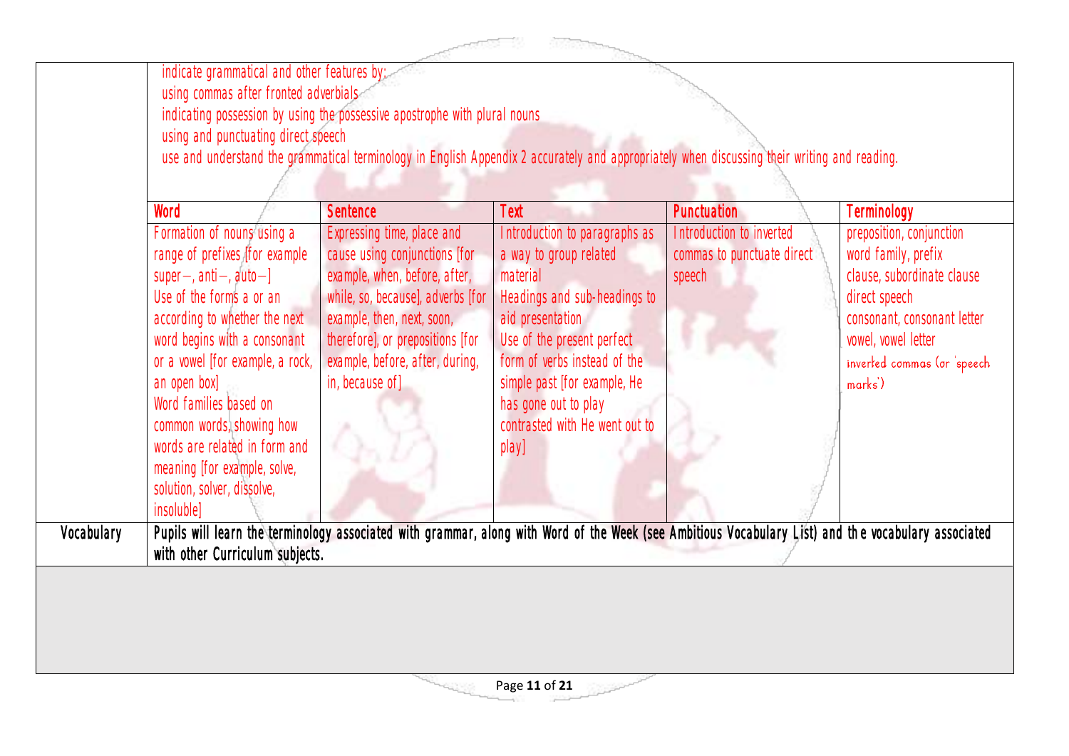| | | | | | |
|---|---|---|---|---|---|
| | indicate grammatical and other features by:<br>using commas after fronted adverbials<br>indicating possession by using the possessive apostrophe with plural nouns<br>using and punctuating direct speech<br>use and understand the grammatical terminology in English Appendix 2 accurately and appropriately when discussing their writing and reading. | | | | |
| | **Word** | **Sentence** | **Text** | **Punctuation** | **Terminology** |
| | Formation of nouns using a range of prefixes [for example super–, anti–, auto–]<br>Use of the forms a or an according to whether the next word begins with a consonant or a vowel [for example, a rock, an open box]<br>Word families based on common words, showing how words are related in form and meaning [for example, solve, solution, solver, dissolve, insoluble] | Expressing time, place and cause using conjunctions [for example, when, before, after, while, so, because], adverbs [for example, then, next, soon, therefore], or prepositions [for example, before, after, during, in, because of] | Introduction to paragraphs as a way to group related material<br>Headings and sub-headings to aid presentation<br>Use of the present perfect form of verbs instead of the simple past [for example, He has gone out to play contrasted with He went out to play] | Introduction to inverted commas to punctuate direct speech | preposition, conjunction<br>word family, prefix<br>clause, subordinate clause<br>direct speech<br>consonant, consonant letter<br>vowel, vowel letter<br>inverted commas (or 'speech marks') |
| Vocabulary | **Pupils will learn the terminology associated with grammar, along with Word of the Week (see Ambitious Vocabulary List) and the vocabulary associated with other Curriculum subjects.** | | | | |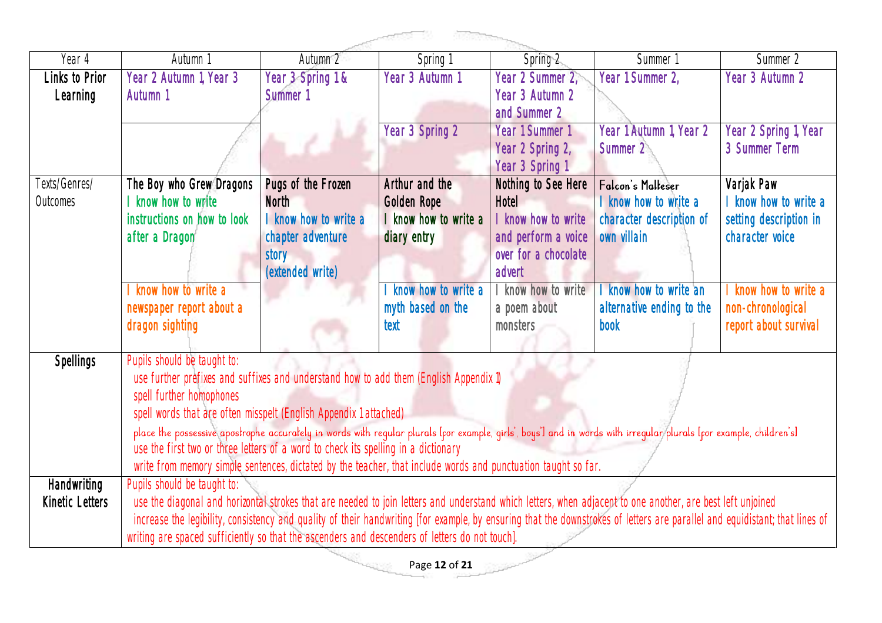| Year 4 | Autumn 1 | Autumn 2 | Spring 1 | Spring 2 | Summer 1 | Summer 2 |
|---|---|---|---|---|---|---|
| **Links to Prior Learning** | Year 2 Autumn 1, Year 3 Autumn 1 | Year 3 Spring 1 & Summer 1 | Year 3 Autumn 1 | Year 2 Summer 2, Year 3 Autumn 2 and Summer 2 | Year 1 Summer 2, | Year 3 Autumn 2 |
| | | | Year 3 Spring 2 | Year 1 Summer 1 Year 2 Spring 2, Year 3 Spring 1 | Year 1 Autumn 1, Year 2 Summer 2 | Year 2 Spring 1, Year 3 Summer Term |
| Texts/Genres/ Outcomes | **The Boy who Grew Dragons** I know how to write instructions on how to look after a Dragon | **Pugs of the Frozen North** I know how to write a chapter adventure story (extended write) | **Arthur and the Golden Rope** I know how to write a diary entry | **Nothing to See Here Hotel** I know how to write and perform a voice over for a chocolate advert | **Falcon's Malteser** I know how to write a character description of own villain | **Varjak Paw** I know how to write a setting description in character voice |
| | I know how to write a newspaper report about a dragon sighting | | I know how to write a myth based on the text | I know how to write a poem about monsters | I know how to write an alternative ending to the book | I know how to write a non-chronological report about survival |
| **Spellings** | Pupils should be taught to: use further prefixes and suffixes and understand how to add them (English Appendix 1) spell further homophones spell words that are often misspelt (English Appendix 1 attached) place the possessive apostrophe accurately in words with regular plurals [for example, girls', boys'] and in words with irregular plurals [for example, children's] use the first two or three letters of a word to check its spelling in a dictionary write from memory simple sentences, dictated by the teacher, that include words and punctuation taught so far. | | | | | |
| **Handwriting Kinetic Letters** | Pupils should be taught to: use the diagonal and horizontal strokes that are needed to join letters and understand which letters, when adjacent to one another, are best left unjoined increase the legibility, consistency and quality of their handwriting [for example, by ensuring that the downstrokes of letters are parallel and equidistant; that lines of writing are spaced sufficiently so that the ascenders and descenders of letters do not touch]. | | | | | |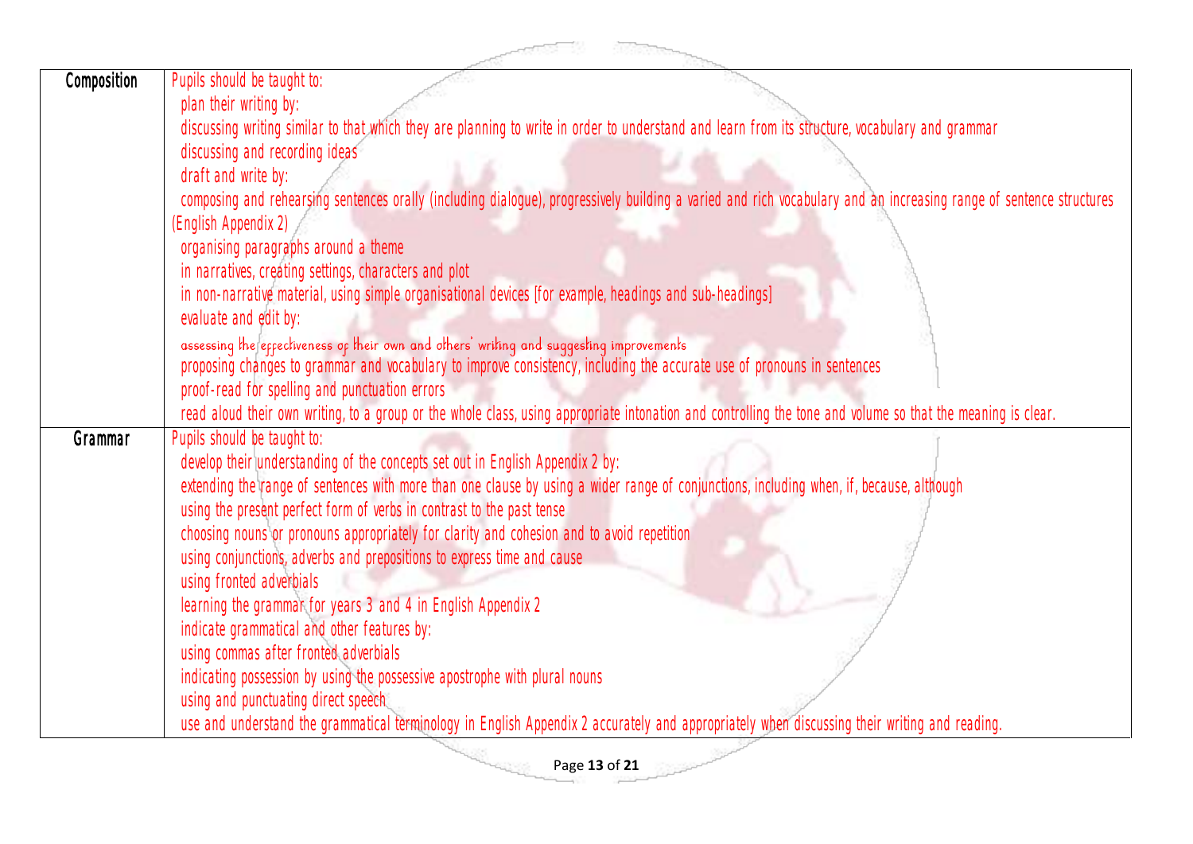| | |
|---|---|
| **Composition** | Pupils should be taught to:<br>plan their writing by:<br>discussing writing similar to that which they are planning to write in order to understand and learn from its structure, vocabulary and grammar<br>discussing and recording ideas<br>draft and write by:<br>composing and rehearsing sentences orally (including dialogue), progressively building a varied and rich vocabulary and an increasing range of sentence structures (English Appendix 2)<br>organising paragraphs around a theme<br>in narratives, creating settings, characters and plot<br>in non-narrative material, using simple organisational devices [for example, headings and sub-headings]<br>evaluate and edit by:<br>assessing the effectiveness of their own and others' writing and suggesting improvements<br>proposing changes to grammar and vocabulary to improve consistency, including the accurate use of pronouns in sentences<br>proof-read for spelling and punctuation errors<br>read aloud their own writing, to a group or the whole class, using appropriate intonation and controlling the tone and volume so that the meaning is clear. |
| **Grammar** | Pupils should be taught to:<br>develop their understanding of the concepts set out in English Appendix 2 by:<br>extending the range of sentences with more than one clause by using a wider range of conjunctions, including when, if, because, although<br>using the present perfect form of verbs in contrast to the past tense<br>choosing nouns or pronouns appropriately for clarity and cohesion and to avoid repetition<br>using conjunctions, adverbs and prepositions to express time and cause<br>using fronted adverbials<br>learning the grammar for years 3 and 4 in English Appendix 2<br>indicate grammatical and other features by:<br>using commas after fronted adverbials<br>indicating possession by using the possessive apostrophe with plural nouns<br>using and punctuating direct speech<br>use and understand the grammatical terminology in English Appendix 2 accurately and appropriately when discussing their writing and reading. |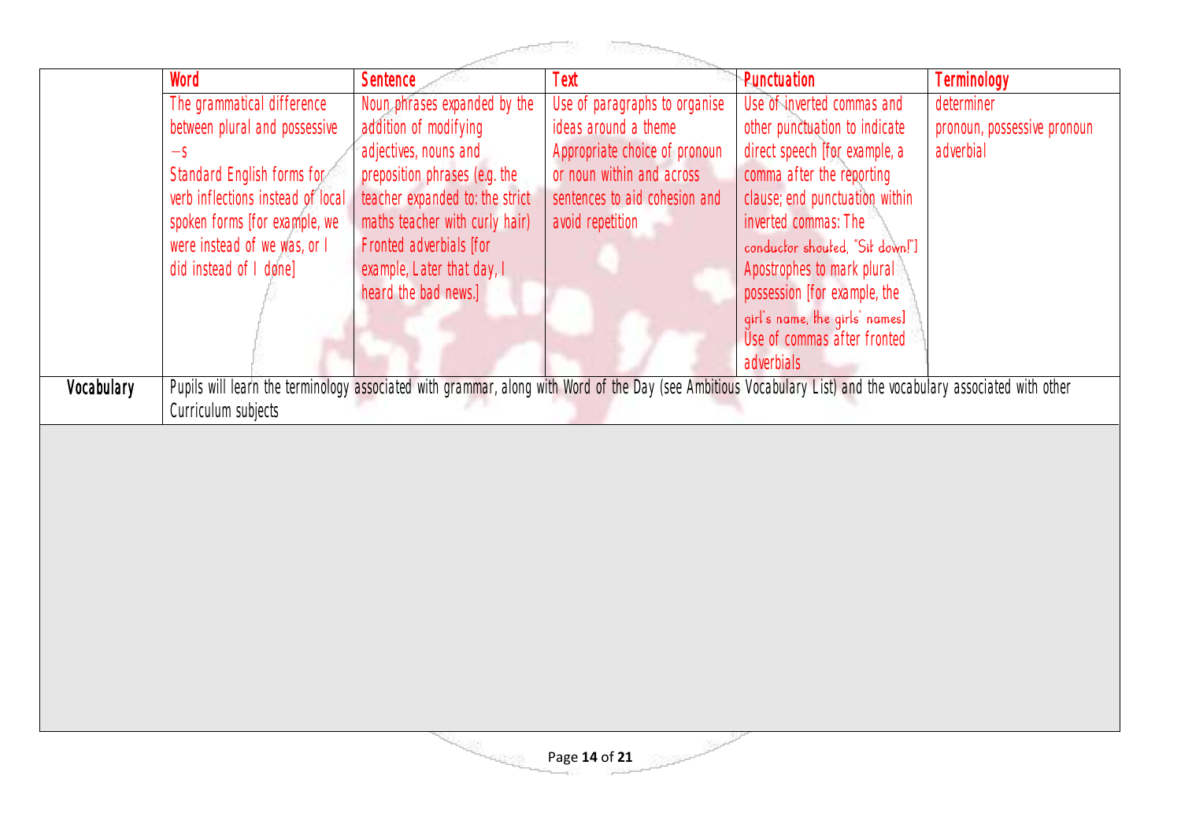| | Word | Sentence | Text | Punctuation | Terminology |
|---|---|---|---|---|---|
| | The grammatical difference between plural and possessive –s<br>Standard English forms for verb inflections instead of local spoken forms [for example, we were instead of we was, or I did instead of I done] | Noun phrases expanded by the addition of modifying adjectives, nouns and preposition phrases (e.g. the teacher expanded to: the strict maths teacher with curly hair)<br>Fronted adverbials [for example, Later that day, I heard the bad news.] | Use of paragraphs to organise ideas around a theme<br>Appropriate choice of pronoun or noun within and across sentences to aid cohesion and avoid repetition | Use of inverted commas and other punctuation to indicate direct speech [for example, a comma after the reporting clause; end punctuation within inverted commas: The conductor shouted, "Sit down!"]<br>Apostrophes to mark plural possession [for example, the girl's name, the girls' names]<br>Use of commas after fronted adverbials | determiner<br>pronoun, possessive pronoun<br>adverbial |
| **Vocabulary** | Pupils will learn the terminology associated with grammar, along with Word of the Day (see Ambitious Vocabulary List) and the vocabulary associated with other Curriculum subjects | | | | |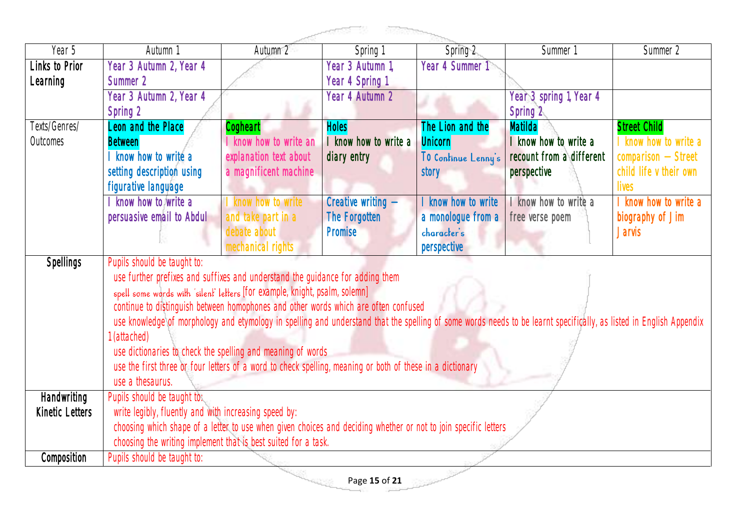| Year 5 | Autumn 1 | Autumn 2 | Spring 1 | Spring 2 | Summer 1 | Summer 2 |
|---|---|---|---|---|---|---|
| **Links to Prior Learning** | Year 3 Autumn 2, Year 4 Summer 2 | | Year 3 Autumn 1, Year 4 Spring 1 | Year 4 Summer 1 | | |
| | Year 3 Autumn 2, Year 4 Spring 2 | | Year 4 Autumn 2 | | Year 3 spring 1, Year 4 Spring 2 | |
| Texts/Genres/ Outcomes | **Leon and the Place Between** I know how to write a setting description using figurative language | **Cogheart** I know how to write an explanation text about a magnificent machine | **Holes** I know how to write a diary entry | **The Lion and the Unicorn** To continue Lenny's story | **Matilda** I know how to write a recount from a different perspective | **Street Child** I know how to write a comparison – Street child life v their own lives |
| | I know how to write a persuasive email to Abdul | I know how to write and take part in a debate about mechanical rights | Creative writing – The Forgotten Promise | I know how to write a monologue from a character's perspective | I know how to write a free verse poem | I know how to write a biography of Jim Jarvis |
| **Spellings** | Pupils should be taught to:<br>use further prefixes and suffixes and understand the guidance for adding them<br>spell some words with 'silent' letters [for example, knight, psalm, solemn]<br>continue to distinguish between homophones and other words which are often confused<br>use knowledge of morphology and etymology in spelling and understand that the spelling of some words needs to be learnt specifically, as listed in English Appendix 1 (attached)<br>use dictionaries to check the spelling and meaning of words<br>use the first three or four letters of a word to check spelling, meaning or both of these in a dictionary<br>use a thesaurus. | | | | | |
| **Handwriting Kinetic Letters** | Pupils should be taught to:<br>write legibly, fluently and with increasing speed by:<br>choosing which shape of a letter to use when given choices and deciding whether or not to join specific letters<br>choosing the writing implement that is best suited for a task. | | | | | |
| **Composition** | Pupils should be taught to: | | | | | |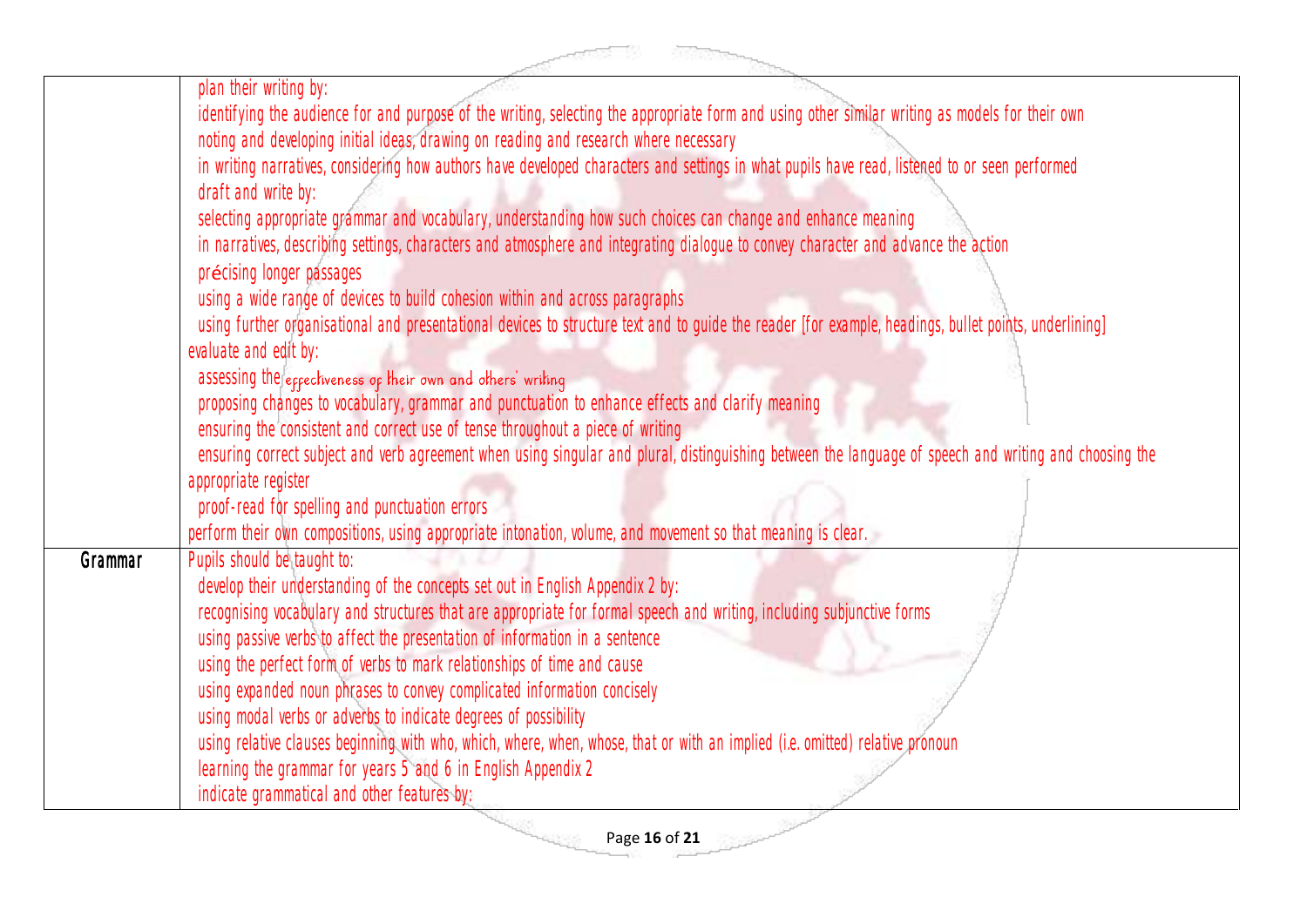| | |
|---|---|
| | plan their writing by:<br>identifying the audience for and purpose of the writing, selecting the appropriate form and using other similar writing as models for their own<br>noting and developing initial ideas, drawing on reading and research where necessary<br>in writing narratives, considering how authors have developed characters and settings in what pupils have read, listened to or seen performed<br>draft and write by:<br>selecting appropriate grammar and vocabulary, understanding how such choices can change and enhance meaning<br>in narratives, describing settings, characters and atmosphere and integrating dialogue to convey character and advance the action<br>précising longer passages<br>using a wide range of devices to build cohesion within and across paragraphs<br>using further organisational and presentational devices to structure text and to guide the reader [for example, headings, bullet points, underlining]<br>evaluate and edit by:<br>assessing the effectiveness of their own and others' writing<br>proposing changes to vocabulary, grammar and punctuation to enhance effects and clarify meaning<br>ensuring the consistent and correct use of tense throughout a piece of writing<br>ensuring correct subject and verb agreement when using singular and plural, distinguishing between the language of speech and writing and choosing the appropriate register<br>proof-read for spelling and punctuation errors<br>perform their own compositions, using appropriate intonation, volume, and movement so that meaning is clear. |
| Grammar | Pupils should be taught to:<br>develop their understanding of the concepts set out in English Appendix 2 by:<br>recognising vocabulary and structures that are appropriate for formal speech and writing, including subjunctive forms<br>using passive verbs to affect the presentation of information in a sentence<br>using the perfect form of verbs to mark relationships of time and cause<br>using expanded noun phrases to convey complicated information concisely<br>using modal verbs or adverbs to indicate degrees of possibility<br>using relative clauses beginning with who, which, where, when, whose, that or with an implied (i.e. omitted) relative pronoun<br>learning the grammar for years 5 and 6 in English Appendix 2<br>indicate grammatical and other features by: |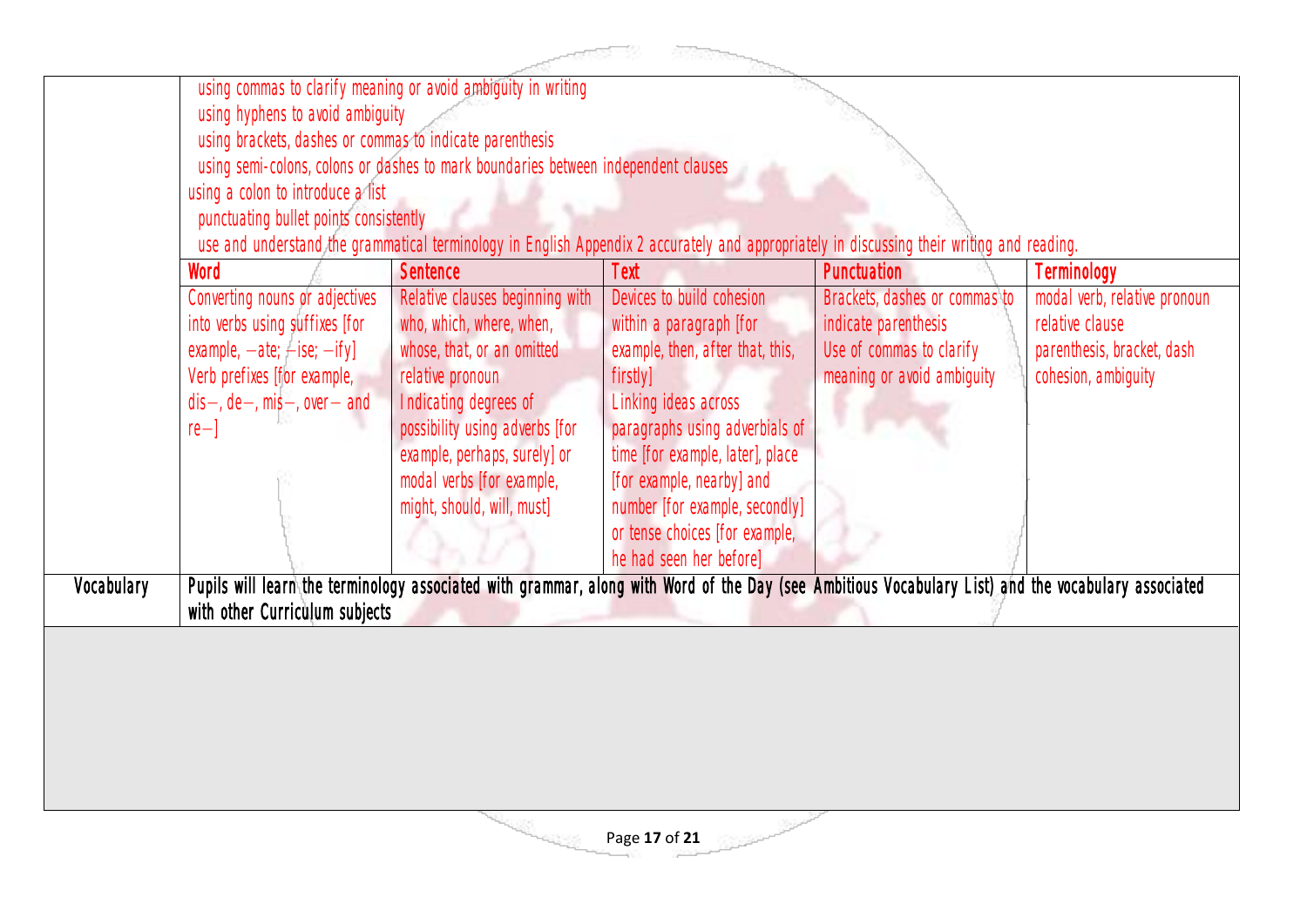| | | | | | |
|---|---|---|---|---|---|
| | using commas to clarify meaning or avoid ambiguity in writing<br>using hyphens to avoid ambiguity<br>using brackets, dashes or commas to indicate parenthesis<br>using semi-colons, colons or dashes to mark boundaries between independent clauses<br>using a colon to introduce a list<br>punctuating bullet points consistently<br>use and understand the grammatical terminology in English Appendix 2 accurately and appropriately in discussing their writing and reading. | | | | |
| | **Word** | **Sentence** | **Text** | **Punctuation** | **Terminology** |
| | Converting nouns or adjectives into verbs using suffixes [for example, –ate; –ise; –ify]<br>Verb prefixes [for example, dis–, de–, mis–, over– and re–] | Relative clauses beginning with who, which, where, when, whose, that, or an omitted relative pronoun<br>Indicating degrees of possibility using adverbs [for example, perhaps, surely] or modal verbs [for example, might, should, will, must] | Devices to build cohesion within a paragraph [for example, then, after that, this, firstly]<br>Linking ideas across paragraphs using adverbials of time [for example, later], place [for example, nearby] and number [for example, secondly] or tense choices [for example, he had seen her before] | Brackets, dashes or commas to indicate parenthesis<br>Use of commas to clarify meaning or avoid ambiguity | modal verb, relative pronoun<br>relative clause<br>parenthesis, bracket, dash<br>cohesion, ambiguity |
| Vocabulary | **Pupils will learn the terminology associated with grammar, along with Word of the Day (see Ambitious Vocabulary List) and the vocabulary associated with other Curriculum subjects** | | | | |
| | | | | | |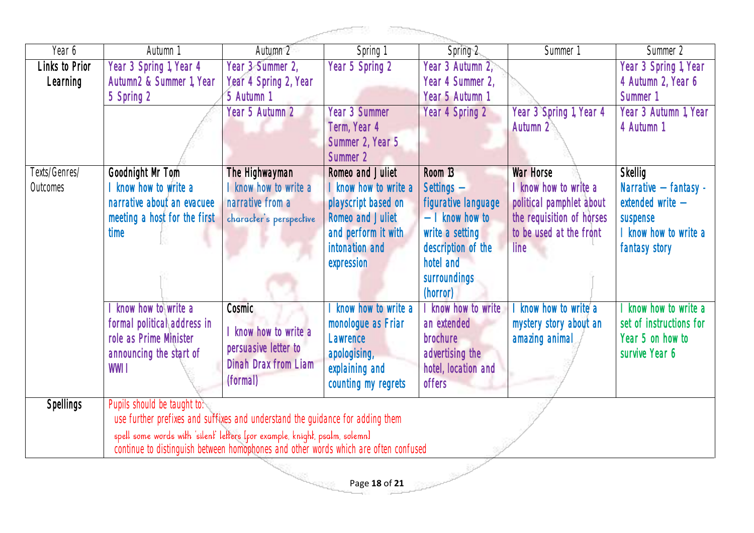| Year 6 | Autumn 1 | Autumn 2 | Spring 1 | Spring 2 | Summer 1 | Summer 2 |
|---|---|---|---|---|---|---|
| **Links to Prior Learning** | Year 3 Spring 1, Year 4 Autumn2 & Summer 1, Year 5 Spring 2 | Year 3 Summer 2, Year 4 Spring 2, Year 5 Autumn 1 | Year 5 Spring 2 | Year 3 Autumn 2, Year 4 Summer 2, Year 5 Autumn 1 | | Year 3 Spring 1, Year 4 Autumn 2, Year 6 Summer 1 |
| | | Year 5 Autumn 2 | Year 3 Summer Term, Year 4 Summer 2, Year 5 Summer 2 | Year 4 Spring 2 | Year 3 Spring 1, Year 4 Autumn 2 | Year 3 Autumn 1, Year 4 Autumn 1 |
| Texts/Genres/ Outcomes | **Goodnight Mr Tom** I know how to write a narrative about an evacuee meeting a host for the first time | **The Highwayman** I know how to write a narrative from a character's perspective | **Romeo and Juliet** I know how to write a playscript based on Romeo and Juliet and perform it with intonation and expression | **Room 13** Settings – figurative language – I know how to write a setting description of the hotel and surroundings (horror) | **War Horse** I know how to write a political pamphlet about the requisition of horses to be used at the front line | **Skellig** Narrative – fantasy - extended write – suspense I know how to write a fantasy story |
| | I know how to write a formal political address in role as Prime Minister announcing the start of WWII | **Cosmic** I know how to write a persuasive letter to Dinah Drax from Liam (formal) | I know how to write a monologue as Friar Lawrence apologising, explaining and counting my regrets | I know how to write an extended brochure advertising the hotel, location and offers | I know how to write a mystery story about an amazing animal | I know how to write a set of instructions for Year 5 on how to survive Year 6 |
| **Spellings** | Pupils should be taught to: use further prefixes and suffixes and understand the guidance for adding them spell some words with 'silent' letters [for example, knight, psalm, solemn] continue to distinguish between homophones and other words which are often confused | | | | | |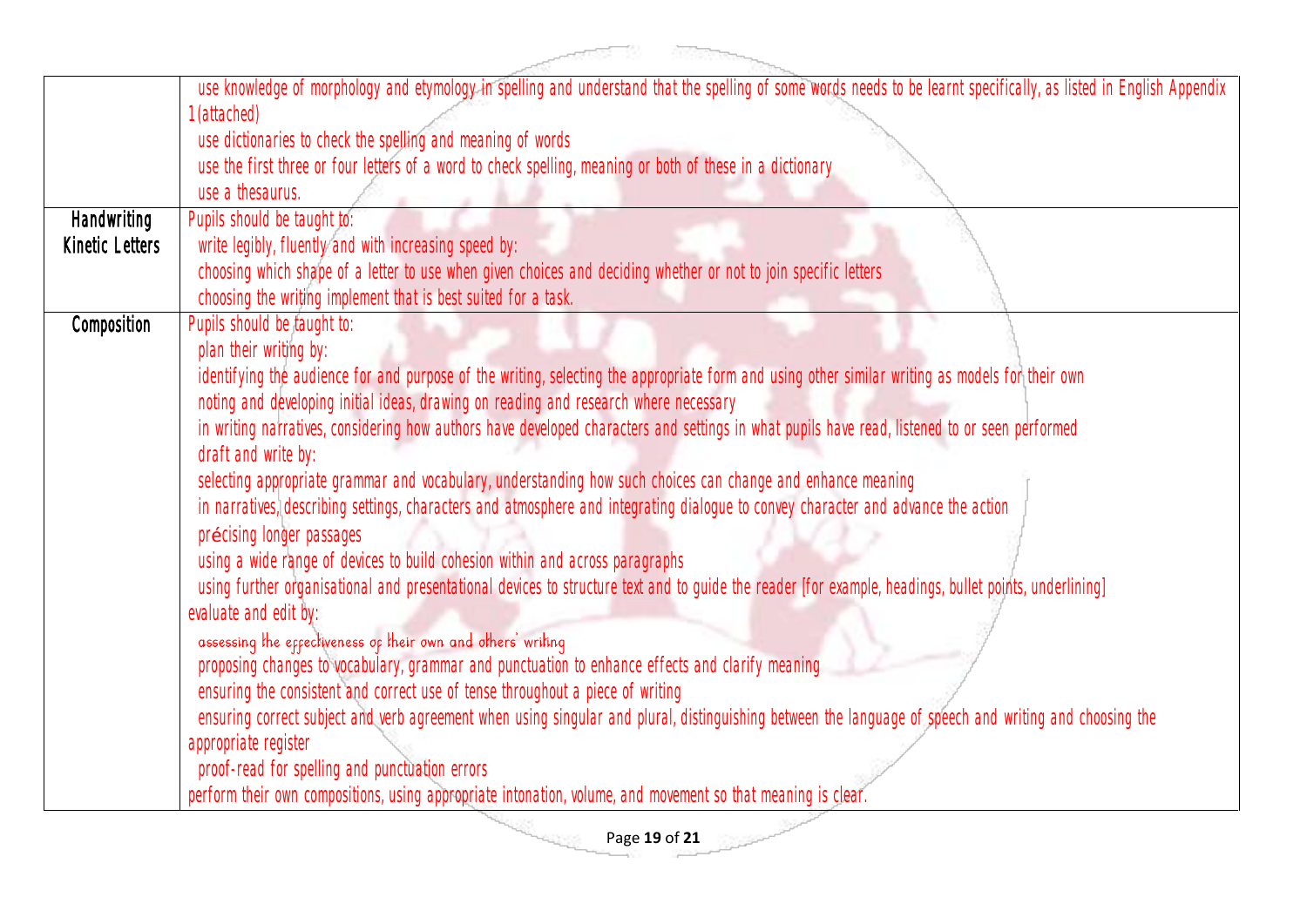| | |
|---|---|
| | use knowledge of morphology and etymology in spelling and understand that the spelling of some words needs to be learnt specifically, as listed in English Appendix 1 (attached)<br>use dictionaries to check the spelling and meaning of words<br>use the first three or four letters of a word to check spelling, meaning or both of these in a dictionary<br>use a thesaurus. |
| **Handwriting Kinetic Letters** | Pupils should be taught to:<br>write legibly, fluently and with increasing speed by:<br>choosing which shape of a letter to use when given choices and deciding whether or not to join specific letters<br>choosing the writing implement that is best suited for a task. |
| **Composition** | Pupils should be taught to:<br>plan their writing by:<br>identifying the audience for and purpose of the writing, selecting the appropriate form and using other similar writing as models for their own<br>noting and developing initial ideas, drawing on reading and research where necessary<br>in writing narratives, considering how authors have developed characters and settings in what pupils have read, listened to or seen performed<br>draft and write by:<br>selecting appropriate grammar and vocabulary, understanding how such choices can change and enhance meaning<br>in narratives, describing settings, characters and atmosphere and integrating dialogue to convey character and advance the action<br>précising longer passages<br>using a wide range of devices to build cohesion within and across paragraphs<br>using further organisational and presentational devices to structure text and to guide the reader [for example, headings, bullet points, underlining]<br>evaluate and edit by:<br>assessing the effectiveness of their own and others' writing<br>proposing changes to vocabulary, grammar and punctuation to enhance effects and clarify meaning<br>ensuring the consistent and correct use of tense throughout a piece of writing<br>ensuring correct subject and verb agreement when using singular and plural, distinguishing between the language of speech and writing and choosing the appropriate register<br>proof-read for spelling and punctuation errors<br>perform their own compositions, using appropriate intonation, volume, and movement so that meaning is clear. |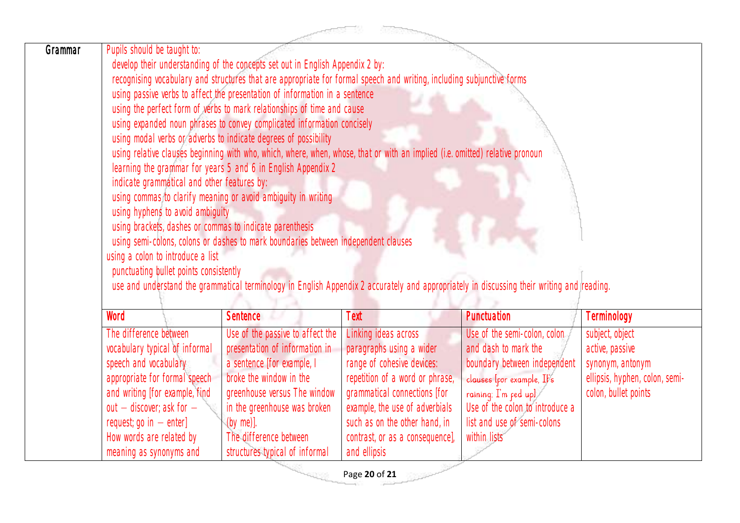| Grammar | Pupils should be taught to:<br>develop their understanding of the concepts set out in English Appendix 2 by:<br>recognising vocabulary and structures that are appropriate for formal speech and writing, including subjunctive forms<br>using passive verbs to affect the presentation of information in a sentence<br>using the perfect form of verbs to mark relationships of time and cause<br>using expanded noun phrases to convey complicated information concisely<br>using modal verbs or adverbs to indicate degrees of possibility<br>using relative clauses beginning with who, which, where, when, whose, that or with an implied (i.e. omitted) relative pronoun<br>learning the grammar for years 5 and 6 in English Appendix 2<br>indicate grammatical and other features by:<br>using commas to clarify meaning or avoid ambiguity in writing<br>using hyphens to avoid ambiguity<br>using brackets, dashes or commas to indicate parenthesis<br>using semi-colons, colons or dashes to mark boundaries between independent clauses<br>using a colon to introduce a list<br>punctuating bullet points consistently<br>use and understand the grammatical terminology in English Appendix 2 accurately and appropriately in discussing their writing and reading. | | | | |
|---|---|---|---|---|---|
| | **Word** | **Sentence** | **Text** | **Punctuation** | **Terminology** |
| | The difference between vocabulary typical of informal speech and vocabulary appropriate for formal speech and writing [for example, find out – discover; ask for – request; go in – enter]<br>How words are related by meaning as synonyms and | Use of the passive to affect the presentation of information in a sentence [for example, I broke the window in the greenhouse versus The window in the greenhouse was broken (by me)].<br>The difference between structures typical of informal | Linking ideas across paragraphs using a wider range of cohesive devices: repetition of a word or phrase, grammatical connections [for example, the use of adverbials such as on the other hand, in contrast, or as a consequence], and ellipsis | Use of the semi-colon, colon and dash to mark the boundary between independent clauses [for example, It's raining; I'm fed up]<br>Use of the colon to introduce a list and use of semi-colons within lists | subject, object<br>active, passive<br>synonym, antonym<br>ellipsis, hyphen, colon, semi-colon, bullet points |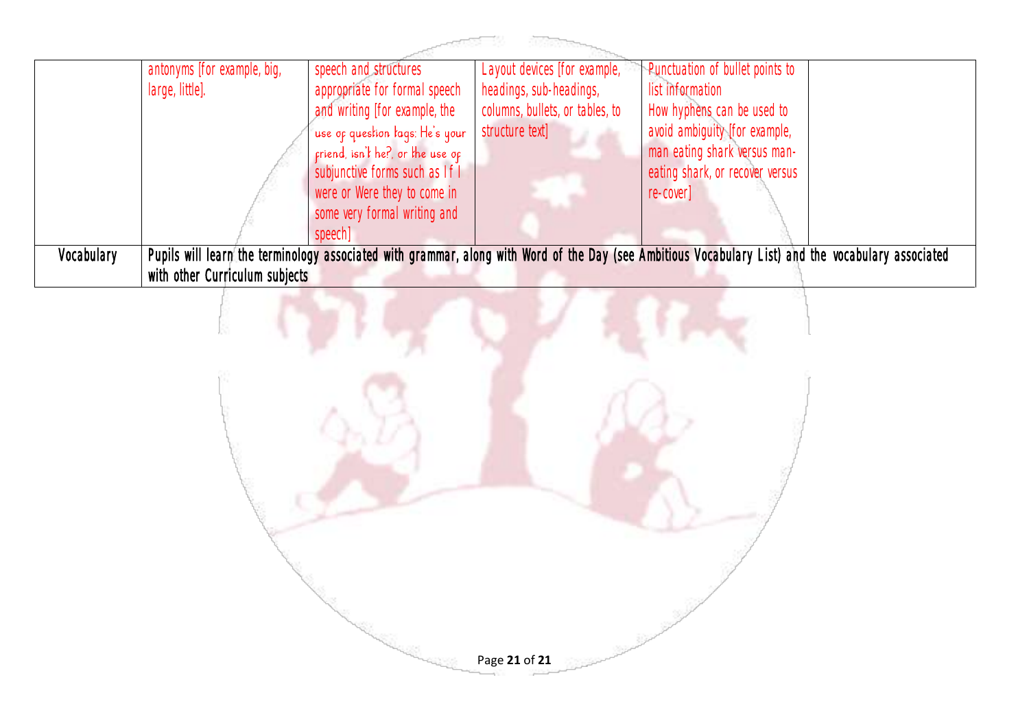| | | | | | |
|---|---|---|---|---|---|
| | antonyms [for example, big, large, little]. | speech and structures appropriate for formal speech and writing [for example, the use of question tags: He's your friend, isn't he?, or the use of subjunctive forms such as If I were or Were they to come in some very formal writing and speech] | Layout devices [for example, headings, sub-headings, columns, bullets, or tables, to structure text] | Punctuation of bullet points to list information<br>How hyphens can be used to avoid ambiguity [for example, man eating shark versus man-eating shark, or recover versus re-cover] | |
| **Vocabulary** | **Pupils will learn the terminology associated with grammar, along with Word of the Day (see Ambitious Vocabulary List) and the vocabulary associated with other Curriculum subjects** | | | | |